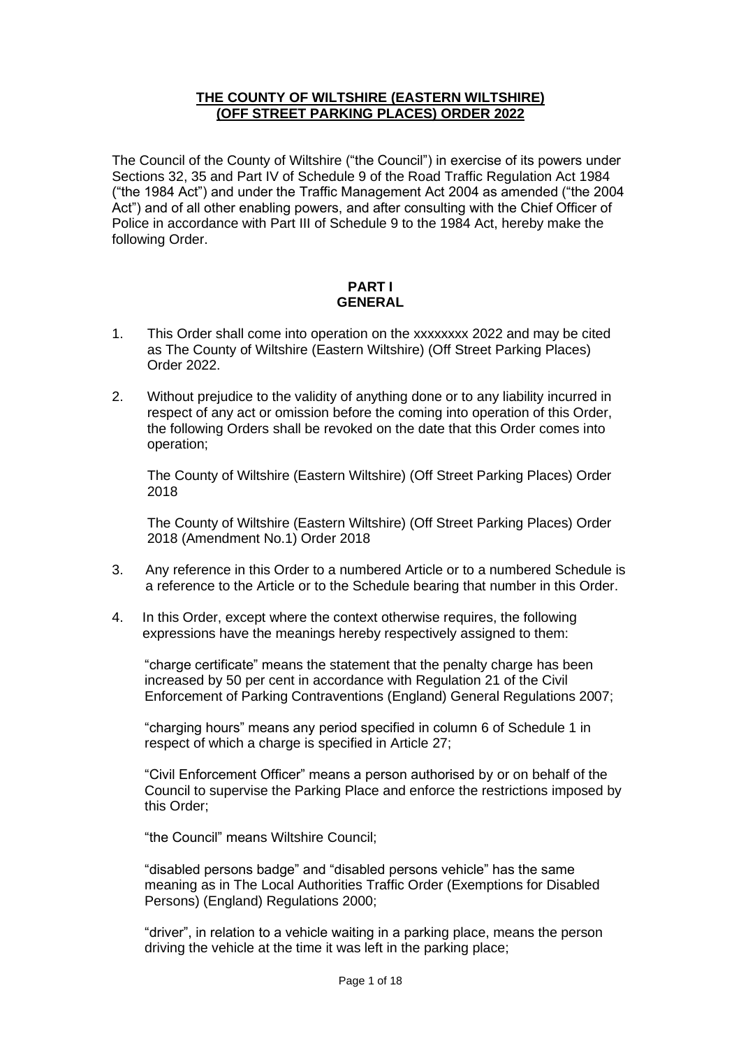# THE COUNTY OF WILTSHIRE (EASTERN WILTSHIRE) (OFF STREET PARKING PLACES) ORDER 2022

The Council of the County of Wiltshire ("the Council") in exercise of its powers under Sections 32, 35 and Part IV of Schedule 9 of the Road Traffic Regulation Act 1984 ("the 1984 Act") and under the Traffic Management Act 2004 as amended ("the 2004 Act") and of all other enabling powers, and after consulting with the Chief Officer of Police in accordance with Part III of Schedule 9 to the 1984 Act, hereby make the following Order.

## PART I
## GENERAL

1. This Order shall come into operation on the xxxxxxxx 2022 and may be cited as The County of Wiltshire (Eastern Wiltshire) (Off Street Parking Places) Order 2022.

2. Without prejudice to the validity of anything done or to any liability incurred in respect of any act or omission before the coming into operation of this Order, the following Orders shall be revoked on the date that this Order comes into operation;

   The County of Wiltshire (Eastern Wiltshire) (Off Street Parking Places) Order 2018

   The County of Wiltshire (Eastern Wiltshire) (Off Street Parking Places) Order 2018 (Amendment No.1) Order 2018

3. Any reference in this Order to a numbered Article or to a numbered Schedule is a reference to the Article or to the Schedule bearing that number in this Order.

4. In this Order, except where the context otherwise requires, the following expressions have the meanings hereby respectively assigned to them:

   "charge certificate" means the statement that the penalty charge has been increased by 50 per cent in accordance with Regulation 21 of the Civil Enforcement of Parking Contraventions (England) General Regulations 2007;

   "charging hours" means any period specified in column 6 of Schedule 1 in respect of which a charge is specified in Article 27;

   "Civil Enforcement Officer" means a person authorised by or on behalf of the Council to supervise the Parking Place and enforce the restrictions imposed by this Order;

   "the Council" means Wiltshire Council;

   "disabled persons badge" and "disabled persons vehicle" has the same meaning as in The Local Authorities Traffic Order (Exemptions for Disabled Persons) (England) Regulations 2000;

   "driver", in relation to a vehicle waiting in a parking place, means the person driving the vehicle at the time it was left in the parking place;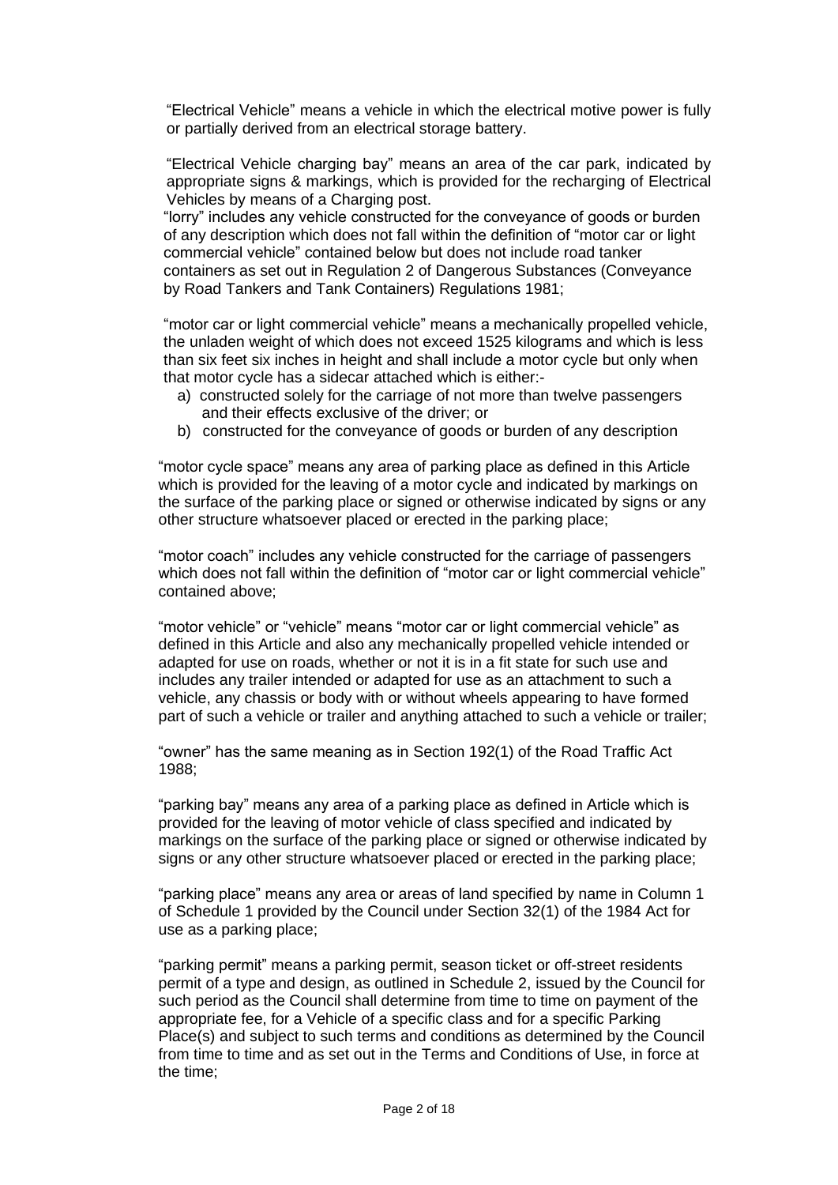"Electrical Vehicle" means a vehicle in which the electrical motive power is fully or partially derived from an electrical storage battery.

"Electrical Vehicle charging bay" means an area of the car park, indicated by appropriate signs & markings, which is provided for the recharging of Electrical Vehicles by means of a Charging post.

"lorry" includes any vehicle constructed for the conveyance of goods or burden of any description which does not fall within the definition of "motor car or light commercial vehicle" contained below but does not include road tanker containers as set out in Regulation 2 of Dangerous Substances (Conveyance by Road Tankers and Tank Containers) Regulations 1981;

"motor car or light commercial vehicle" means a mechanically propelled vehicle, the unladen weight of which does not exceed 1525 kilograms and which is less than six feet six inches in height and shall include a motor cycle but only when that motor cycle has a sidecar attached which is either:-

a) constructed solely for the carriage of not more than twelve passengers and their effects exclusive of the driver; or
b) constructed for the conveyance of goods or burden of any description

"motor cycle space" means any area of parking place as defined in this Article which is provided for the leaving of a motor cycle and indicated by markings on the surface of the parking place or signed or otherwise indicated by signs or any other structure whatsoever placed or erected in the parking place;

"motor coach" includes any vehicle constructed for the carriage of passengers which does not fall within the definition of "motor car or light commercial vehicle" contained above;

"motor vehicle" or "vehicle" means "motor car or light commercial vehicle" as defined in this Article and also any mechanically propelled vehicle intended or adapted for use on roads, whether or not it is in a fit state for such use and includes any trailer intended or adapted for use as an attachment to such a vehicle, any chassis or body with or without wheels appearing to have formed part of such a vehicle or trailer and anything attached to such a vehicle or trailer;

"owner" has the same meaning as in Section 192(1) of the Road Traffic Act 1988;

"parking bay" means any area of a parking place as defined in Article which is provided for the leaving of motor vehicle of class specified and indicated by markings on the surface of the parking place or signed or otherwise indicated by signs or any other structure whatsoever placed or erected in the parking place;

"parking place" means any area or areas of land specified by name in Column 1 of Schedule 1 provided by the Council under Section 32(1) of the 1984 Act for use as a parking place;

"parking permit" means a parking permit, season ticket or off-street residents permit of a type and design, as outlined in Schedule 2, issued by the Council for such period as the Council shall determine from time to time on payment of the appropriate fee, for a Vehicle of a specific class and for a specific Parking Place(s) and subject to such terms and conditions as determined by the Council from time to time and as set out in the Terms and Conditions of Use, in force at the time;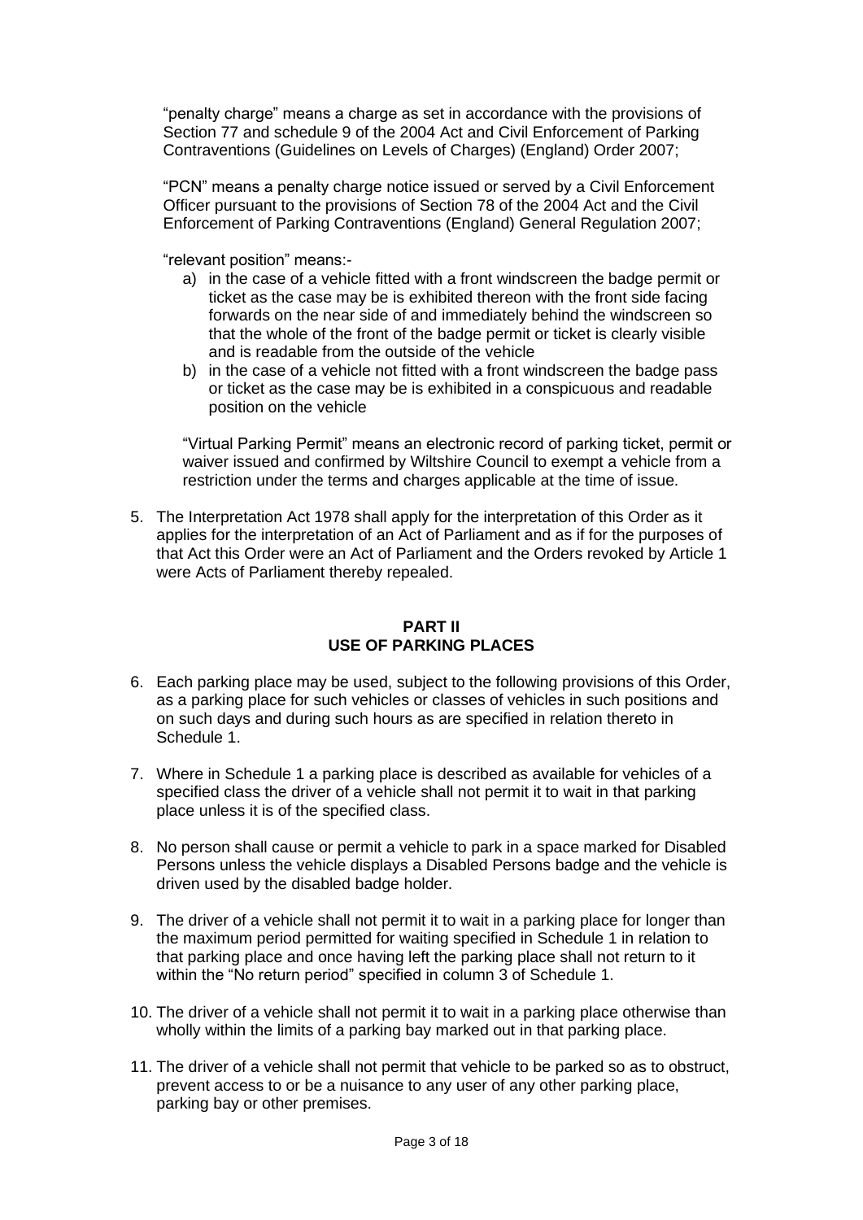"penalty charge" means a charge as set in accordance with the provisions of Section 77 and schedule 9 of the 2004 Act and Civil Enforcement of Parking Contraventions (Guidelines on Levels of Charges) (England) Order 2007;

"PCN" means a penalty charge notice issued or served by a Civil Enforcement Officer pursuant to the provisions of Section 78 of the 2004 Act and the Civil Enforcement of Parking Contraventions (England) General Regulation 2007;

"relevant position" means:-

a) in the case of a vehicle fitted with a front windscreen the badge permit or ticket as the case may be is exhibited thereon with the front side facing forwards on the near side of and immediately behind the windscreen so that the whole of the front of the badge permit or ticket is clearly visible and is readable from the outside of the vehicle
b) in the case of a vehicle not fitted with a front windscreen the badge pass or ticket as the case may be is exhibited in a conspicuous and readable position on the vehicle

"Virtual Parking Permit" means an electronic record of parking ticket, permit or waiver issued and confirmed by Wiltshire Council to exempt a vehicle from a restriction under the terms and charges applicable at the time of issue.

5. The Interpretation Act 1978 shall apply for the interpretation of this Order as it applies for the interpretation of an Act of Parliament and as if for the purposes of that Act this Order were an Act of Parliament and the Orders revoked by Article 1 were Acts of Parliament thereby repealed.

## PART II
## USE OF PARKING PLACES

6. Each parking place may be used, subject to the following provisions of this Order, as a parking place for such vehicles or classes of vehicles in such positions and on such days and during such hours as are specified in relation thereto in Schedule 1.

7. Where in Schedule 1 a parking place is described as available for vehicles of a specified class the driver of a vehicle shall not permit it to wait in that parking place unless it is of the specified class.

8. No person shall cause or permit a vehicle to park in a space marked for Disabled Persons unless the vehicle displays a Disabled Persons badge and the vehicle is driven used by the disabled badge holder.

9. The driver of a vehicle shall not permit it to wait in a parking place for longer than the maximum period permitted for waiting specified in Schedule 1 in relation to that parking place and once having left the parking place shall not return to it within the "No return period" specified in column 3 of Schedule 1.

10. The driver of a vehicle shall not permit it to wait in a parking place otherwise than wholly within the limits of a parking bay marked out in that parking place.

11. The driver of a vehicle shall not permit that vehicle to be parked so as to obstruct, prevent access to or be a nuisance to any user of any other parking place, parking bay or other premises.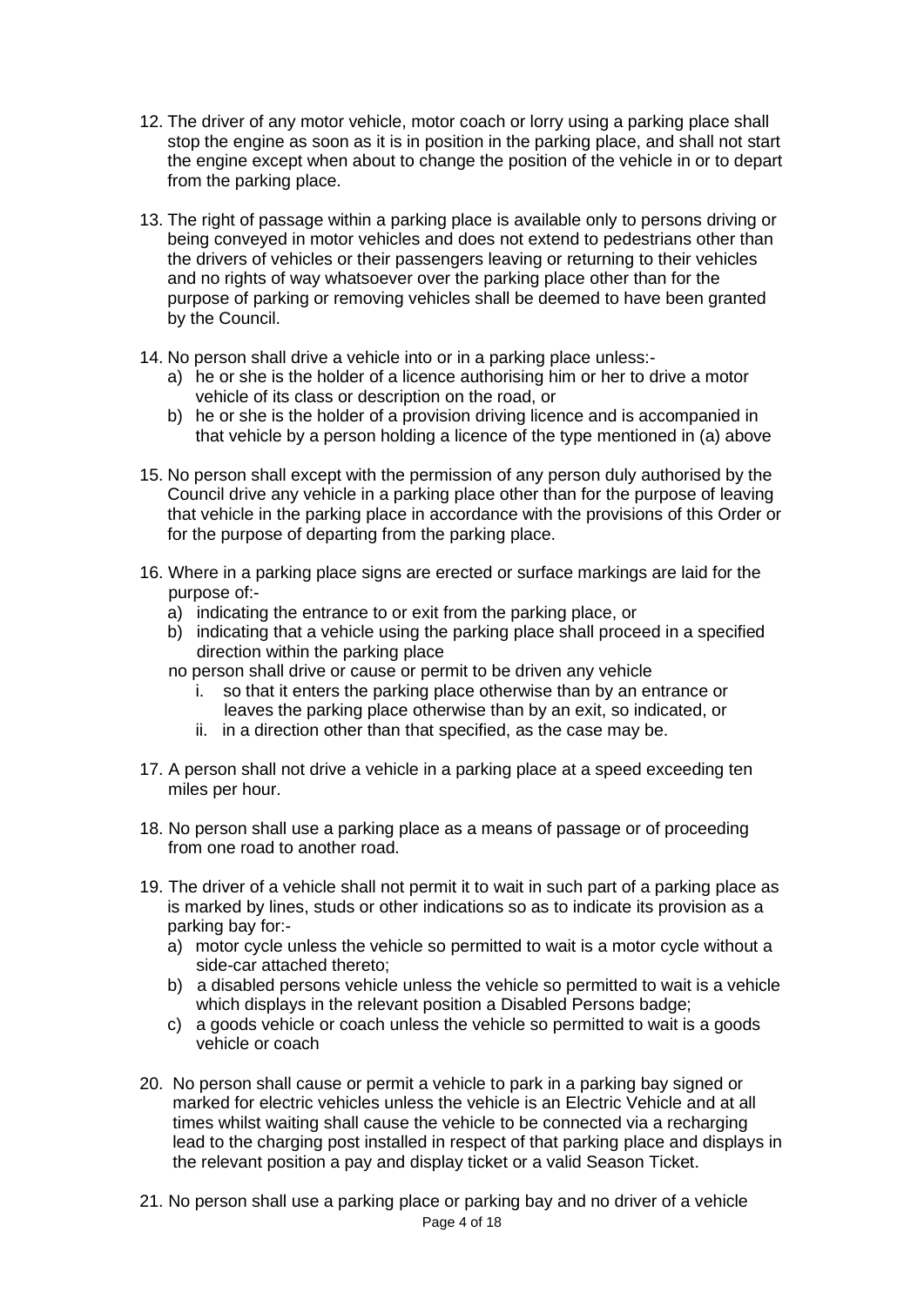12. The driver of any motor vehicle, motor coach or lorry using a parking place shall stop the engine as soon as it is in position in the parking place, and shall not start the engine except when about to change the position of the vehicle in or to depart from the parking place.

13. The right of passage within a parking place is available only to persons driving or being conveyed in motor vehicles and does not extend to pedestrians other than the drivers of vehicles or their passengers leaving or returning to their vehicles and no rights of way whatsoever over the parking place other than for the purpose of parking or removing vehicles shall be deemed to have been granted by the Council.

14. No person shall drive a vehicle into or in a parking place unless:-
    a) he or she is the holder of a licence authorising him or her to drive a motor vehicle of its class or description on the road, or
    b) he or she is the holder of a provision driving licence and is accompanied in that vehicle by a person holding a licence of the type mentioned in (a) above

15. No person shall except with the permission of any person duly authorised by the Council drive any vehicle in a parking place other than for the purpose of leaving that vehicle in the parking place in accordance with the provisions of this Order or for the purpose of departing from the parking place.

16. Where in a parking place signs are erected or surface markings are laid for the purpose of:-
    a) indicating the entrance to or exit from the parking place, or
    b) indicating that a vehicle using the parking place shall proceed in a specified direction within the parking place

    no person shall drive or cause or permit to be driven any vehicle
    
    i. so that it enters the parking place otherwise than by an entrance or leaves the parking place otherwise than by an exit, so indicated, or
    ii. in a direction other than that specified, as the case may be.

17. A person shall not drive a vehicle in a parking place at a speed exceeding ten miles per hour.

18. No person shall use a parking place as a means of passage or of proceeding from one road to another road.

19. The driver of a vehicle shall not permit it to wait in such part of a parking place as is marked by lines, studs or other indications so as to indicate its provision as a parking bay for:-
    a) motor cycle unless the vehicle so permitted to wait is a motor cycle without a side-car attached thereto;
    b) a disabled persons vehicle unless the vehicle so permitted to wait is a vehicle which displays in the relevant position a Disabled Persons badge;
    c) a goods vehicle or coach unless the vehicle so permitted to wait is a goods vehicle or coach

20. No person shall cause or permit a vehicle to park in a parking bay signed or marked for electric vehicles unless the vehicle is an Electric Vehicle and at all times whilst waiting shall cause the vehicle to be connected via a recharging lead to the charging post installed in respect of that parking place and displays in the relevant position a pay and display ticket or a valid Season Ticket.

21. No person shall use a parking place or parking bay and no driver of a vehicle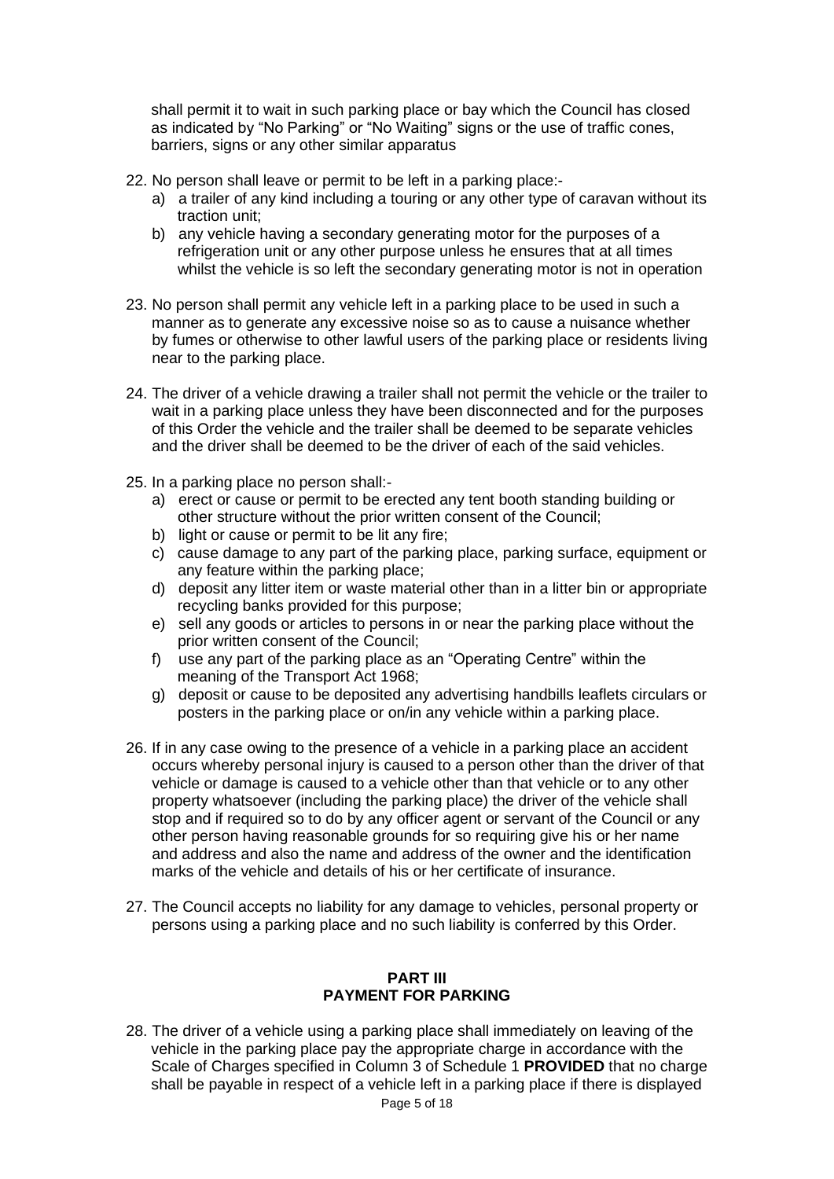shall permit it to wait in such parking place or bay which the Council has closed as indicated by "No Parking" or "No Waiting" signs or the use of traffic cones, barriers, signs or any other similar apparatus

22. No person shall leave or permit to be left in a parking place:-
    a) a trailer of any kind including a touring or any other type of caravan without its traction unit;
    b) any vehicle having a secondary generating motor for the purposes of a refrigeration unit or any other purpose unless he ensures that at all times whilst the vehicle is so left the secondary generating motor is not in operation

23. No person shall permit any vehicle left in a parking place to be used in such a manner as to generate any excessive noise so as to cause a nuisance whether by fumes or otherwise to other lawful users of the parking place or residents living near to the parking place.

24. The driver of a vehicle drawing a trailer shall not permit the vehicle or the trailer to wait in a parking place unless they have been disconnected and for the purposes of this Order the vehicle and the trailer shall be deemed to be separate vehicles and the driver shall be deemed to be the driver of each of the said vehicles.

25. In a parking place no person shall:-
    a) erect or cause or permit to be erected any tent booth standing building or other structure without the prior written consent of the Council;
    b) light or cause or permit to be lit any fire;
    c) cause damage to any part of the parking place, parking surface, equipment or any feature within the parking place;
    d) deposit any litter item or waste material other than in a litter bin or appropriate recycling banks provided for this purpose;
    e) sell any goods or articles to persons in or near the parking place without the prior written consent of the Council;
    f) use any part of the parking place as an "Operating Centre" within the meaning of the Transport Act 1968;
    g) deposit or cause to be deposited any advertising handbills leaflets circulars or posters in the parking place or on/in any vehicle within a parking place.

26. If in any case owing to the presence of a vehicle in a parking place an accident occurs whereby personal injury is caused to a person other than the driver of that vehicle or damage is caused to a vehicle other than that vehicle or to any other property whatsoever (including the parking place) the driver of the vehicle shall stop and if required so to do by any officer agent or servant of the Council or any other person having reasonable grounds for so requiring give his or her name and address and also the name and address of the owner and the identification marks of the vehicle and details of his or her certificate of insurance.

27. The Council accepts no liability for any damage to vehicles, personal property or persons using a parking place and no such liability is conferred by this Order.

## PART III
## PAYMENT FOR PARKING

28. The driver of a vehicle using a parking place shall immediately on leaving of the vehicle in the parking place pay the appropriate charge in accordance with the Scale of Charges specified in Column 3 of Schedule 1 **PROVIDED** that no charge shall be payable in respect of a vehicle left in a parking place if there is displayed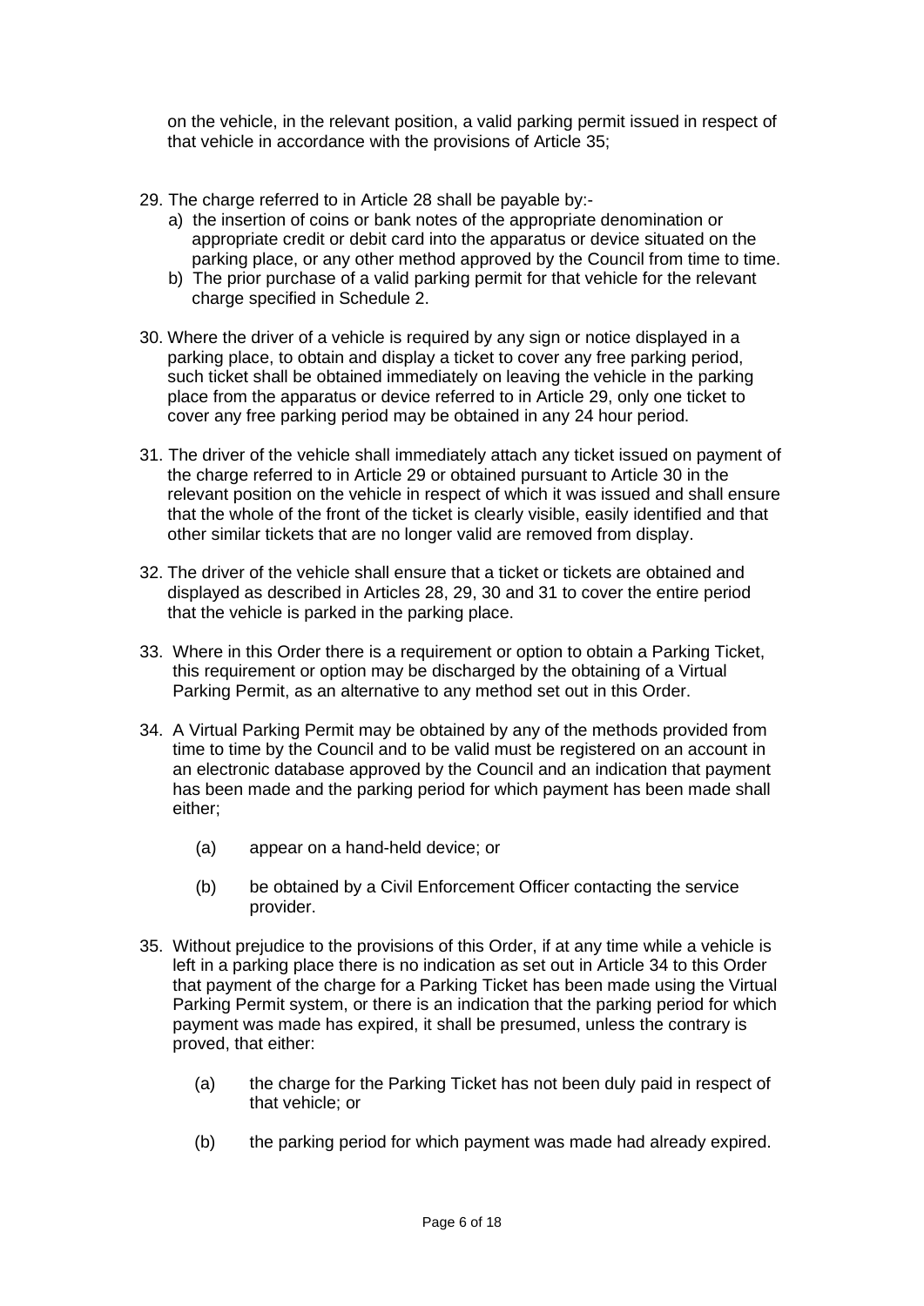on the vehicle, in the relevant position, a valid parking permit issued in respect of that vehicle in accordance with the provisions of Article 35;

29. The charge referred to in Article 28 shall be payable by:-
    a) the insertion of coins or bank notes of the appropriate denomination or appropriate credit or debit card into the apparatus or device situated on the parking place, or any other method approved by the Council from time to time.
    b) The prior purchase of a valid parking permit for that vehicle for the relevant charge specified in Schedule 2.

30. Where the driver of a vehicle is required by any sign or notice displayed in a parking place, to obtain and display a ticket to cover any free parking period, such ticket shall be obtained immediately on leaving the vehicle in the parking place from the apparatus or device referred to in Article 29, only one ticket to cover any free parking period may be obtained in any 24 hour period.

31. The driver of the vehicle shall immediately attach any ticket issued on payment of the charge referred to in Article 29 or obtained pursuant to Article 30 in the relevant position on the vehicle in respect of which it was issued and shall ensure that the whole of the front of the ticket is clearly visible, easily identified and that other similar tickets that are no longer valid are removed from display.

32. The driver of the vehicle shall ensure that a ticket or tickets are obtained and displayed as described in Articles 28, 29, 30 and 31 to cover the entire period that the vehicle is parked in the parking place.

33. Where in this Order there is a requirement or option to obtain a Parking Ticket, this requirement or option may be discharged by the obtaining of a Virtual Parking Permit, as an alternative to any method set out in this Order.

34. A Virtual Parking Permit may be obtained by any of the methods provided from time to time by the Council and to be valid must be registered on an account in an electronic database approved by the Council and an indication that payment has been made and the parking period for which payment has been made shall either;

    (a) appear on a hand-held device; or

    (b) be obtained by a Civil Enforcement Officer contacting the service provider.

35. Without prejudice to the provisions of this Order, if at any time while a vehicle is left in a parking place there is no indication as set out in Article 34 to this Order that payment of the charge for a Parking Ticket has been made using the Virtual Parking Permit system, or there is an indication that the parking period for which payment was made has expired, it shall be presumed, unless the contrary is proved, that either:

    (a) the charge for the Parking Ticket has not been duly paid in respect of that vehicle; or

    (b) the parking period for which payment was made had already expired.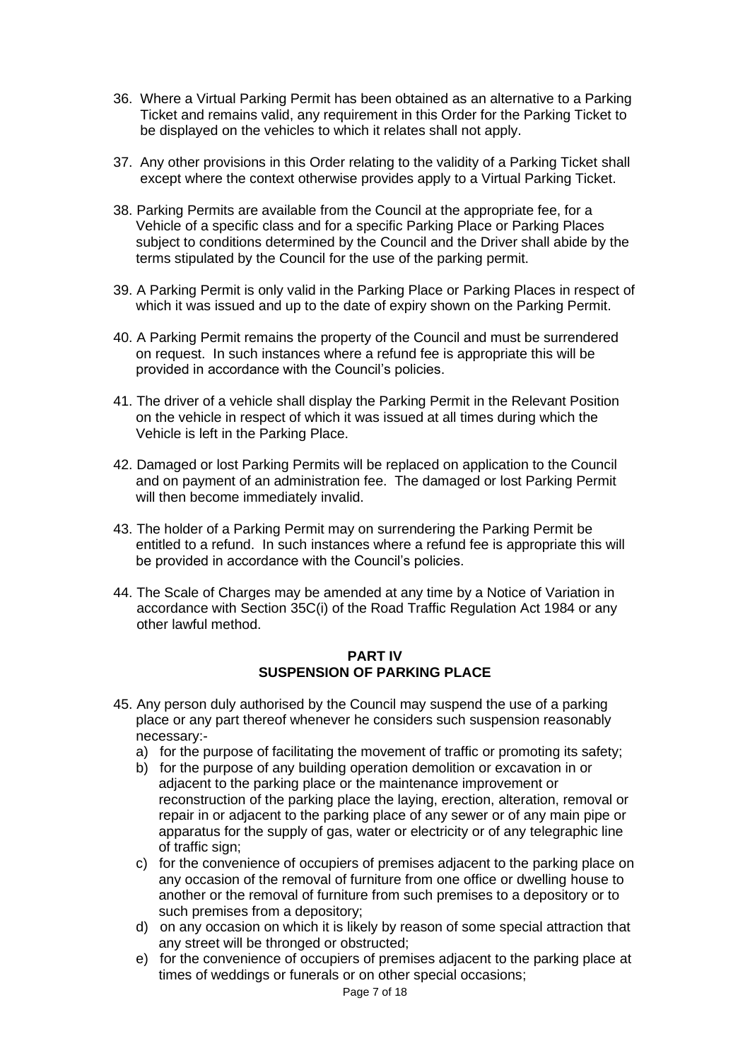36. Where a Virtual Parking Permit has been obtained as an alternative to a Parking Ticket and remains valid, any requirement in this Order for the Parking Ticket to be displayed on the vehicles to which it relates shall not apply.

37. Any other provisions in this Order relating to the validity of a Parking Ticket shall except where the context otherwise provides apply to a Virtual Parking Ticket.

38. Parking Permits are available from the Council at the appropriate fee, for a Vehicle of a specific class and for a specific Parking Place or Parking Places subject to conditions determined by the Council and the Driver shall abide by the terms stipulated by the Council for the use of the parking permit.

39. A Parking Permit is only valid in the Parking Place or Parking Places in respect of which it was issued and up to the date of expiry shown on the Parking Permit.

40. A Parking Permit remains the property of the Council and must be surrendered on request. In such instances where a refund fee is appropriate this will be provided in accordance with the Council's policies.

41. The driver of a vehicle shall display the Parking Permit in the Relevant Position on the vehicle in respect of which it was issued at all times during which the Vehicle is left in the Parking Place.

42. Damaged or lost Parking Permits will be replaced on application to the Council and on payment of an administration fee. The damaged or lost Parking Permit will then become immediately invalid.

43. The holder of a Parking Permit may on surrendering the Parking Permit be entitled to a refund. In such instances where a refund fee is appropriate this will be provided in accordance with the Council's policies.

44. The Scale of Charges may be amended at any time by a Notice of Variation in accordance with Section 35C(i) of the Road Traffic Regulation Act 1984 or any other lawful method.

## PART IV
## SUSPENSION OF PARKING PLACE

45. Any person duly authorised by the Council may suspend the use of a parking place or any part thereof whenever he considers such suspension reasonably necessary:-
    a) for the purpose of facilitating the movement of traffic or promoting its safety;
    b) for the purpose of any building operation demolition or excavation in or adjacent to the parking place or the maintenance improvement or reconstruction of the parking place the laying, erection, alteration, removal or repair in or adjacent to the parking place of any sewer or of any main pipe or apparatus for the supply of gas, water or electricity or of any telegraphic line of traffic sign;
    c) for the convenience of occupiers of premises adjacent to the parking place on any occasion of the removal of furniture from one office or dwelling house to another or the removal of furniture from such premises to a depository or to such premises from a depository;
    d) on any occasion on which it is likely by reason of some special attraction that any street will be thronged or obstructed;
    e) for the convenience of occupiers of premises adjacent to the parking place at times of weddings or funerals or on other special occasions;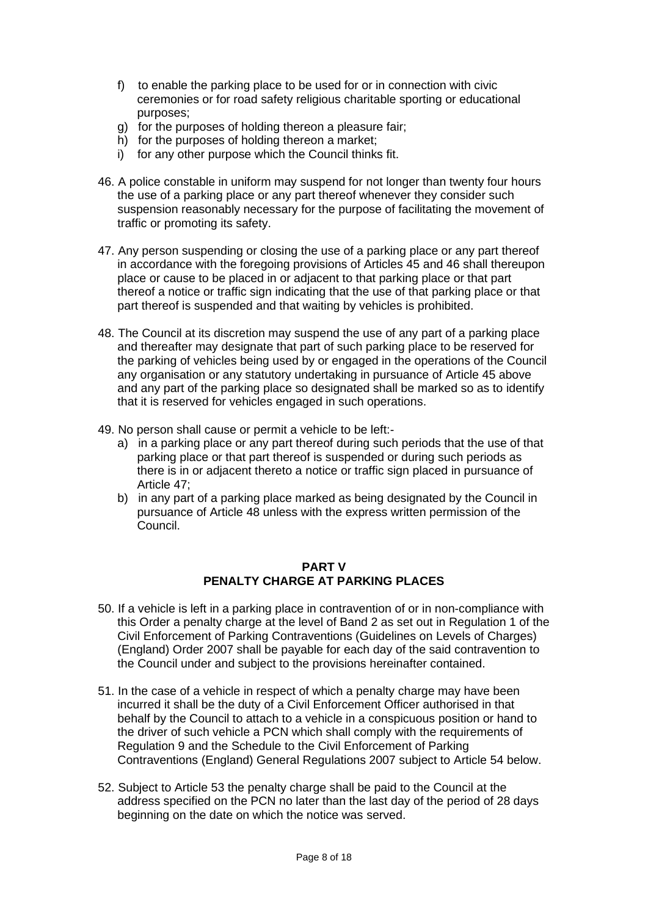f) to enable the parking place to be used for or in connection with civic ceremonies or for road safety religious charitable sporting or educational purposes;
g) for the purposes of holding thereon a pleasure fair;
h) for the purposes of holding thereon a market;
i) for any other purpose which the Council thinks fit.

46. A police constable in uniform may suspend for not longer than twenty four hours the use of a parking place or any part thereof whenever they consider such suspension reasonably necessary for the purpose of facilitating the movement of traffic or promoting its safety.

47. Any person suspending or closing the use of a parking place or any part thereof in accordance with the foregoing provisions of Articles 45 and 46 shall thereupon place or cause to be placed in or adjacent to that parking place or that part thereof a notice or traffic sign indicating that the use of that parking place or that part thereof is suspended and that waiting by vehicles is prohibited.

48. The Council at its discretion may suspend the use of any part of a parking place and thereafter may designate that part of such parking place to be reserved for the parking of vehicles being used by or engaged in the operations of the Council any organisation or any statutory undertaking in pursuance of Article 45 above and any part of the parking place so designated shall be marked so as to identify that it is reserved for vehicles engaged in such operations.

49. No person shall cause or permit a vehicle to be left:-
    a) in a parking place or any part thereof during such periods that the use of that parking place or that part thereof is suspended or during such periods as there is in or adjacent thereto a notice or traffic sign placed in pursuance of Article 47;
    b) in any part of a parking place marked as being designated by the Council in pursuance of Article 48 unless with the express written permission of the Council.

## PART V
## PENALTY CHARGE AT PARKING PLACES

50. If a vehicle is left in a parking place in contravention of or in non-compliance with this Order a penalty charge at the level of Band 2 as set out in Regulation 1 of the Civil Enforcement of Parking Contraventions (Guidelines on Levels of Charges) (England) Order 2007 shall be payable for each day of the said contravention to the Council under and subject to the provisions hereinafter contained.

51. In the case of a vehicle in respect of which a penalty charge may have been incurred it shall be the duty of a Civil Enforcement Officer authorised in that behalf by the Council to attach to a vehicle in a conspicuous position or hand to the driver of such vehicle a PCN which shall comply with the requirements of Regulation 9 and the Schedule to the Civil Enforcement of Parking Contraventions (England) General Regulations 2007 subject to Article 54 below.

52. Subject to Article 53 the penalty charge shall be paid to the Council at the address specified on the PCN no later than the last day of the period of 28 days beginning on the date on which the notice was served.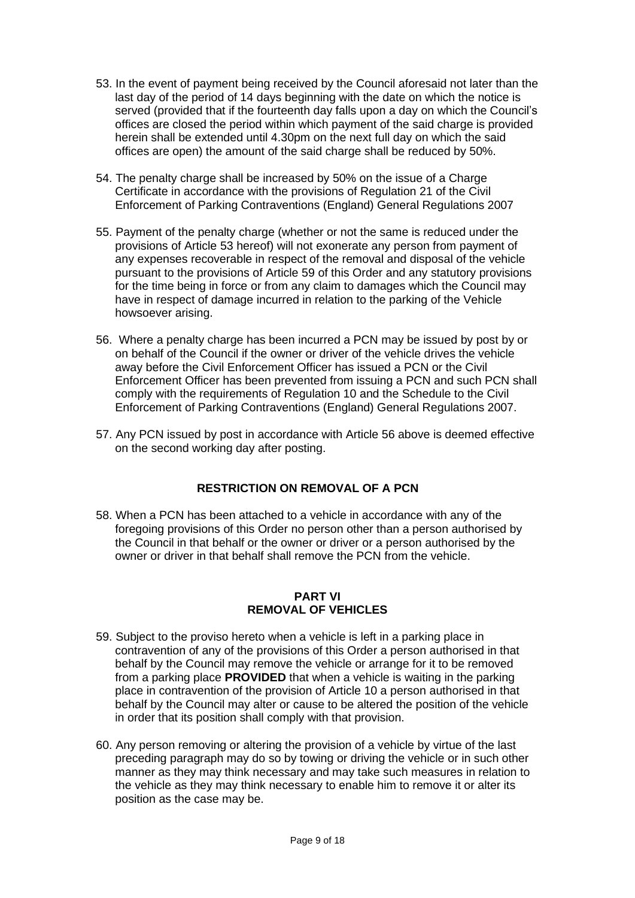53. In the event of payment being received by the Council aforesaid not later than the last day of the period of 14 days beginning with the date on which the notice is served (provided that if the fourteenth day falls upon a day on which the Council's offices are closed the period within which payment of the said charge is provided herein shall be extended until 4.30pm on the next full day on which the said offices are open) the amount of the said charge shall be reduced by 50%.

54. The penalty charge shall be increased by 50% on the issue of a Charge Certificate in accordance with the provisions of Regulation 21 of the Civil Enforcement of Parking Contraventions (England) General Regulations 2007

55. Payment of the penalty charge (whether or not the same is reduced under the provisions of Article 53 hereof) will not exonerate any person from payment of any expenses recoverable in respect of the removal and disposal of the vehicle pursuant to the provisions of Article 59 of this Order and any statutory provisions for the time being in force or from any claim to damages which the Council may have in respect of damage incurred in relation to the parking of the Vehicle howsoever arising.

56. Where a penalty charge has been incurred a PCN may be issued by post by or on behalf of the Council if the owner or driver of the vehicle drives the vehicle away before the Civil Enforcement Officer has issued a PCN or the Civil Enforcement Officer has been prevented from issuing a PCN and such PCN shall comply with the requirements of Regulation 10 and the Schedule to the Civil Enforcement of Parking Contraventions (England) General Regulations 2007.

57. Any PCN issued by post in accordance with Article 56 above is deemed effective on the second working day after posting.

## RESTRICTION ON REMOVAL OF A PCN

58. When a PCN has been attached to a vehicle in accordance with any of the foregoing provisions of this Order no person other than a person authorised by the Council in that behalf or the owner or driver or a person authorised by the owner or driver in that behalf shall remove the PCN from the vehicle.

## PART VI
## REMOVAL OF VEHICLES

59. Subject to the proviso hereto when a vehicle is left in a parking place in contravention of any of the provisions of this Order a person authorised in that behalf by the Council may remove the vehicle or arrange for it to be removed from a parking place **PROVIDED** that when a vehicle is waiting in the parking place in contravention of the provision of Article 10 a person authorised in that behalf by the Council may alter or cause to be altered the position of the vehicle in order that its position shall comply with that provision.

60. Any person removing or altering the provision of a vehicle by virtue of the last preceding paragraph may do so by towing or driving the vehicle or in such other manner as they may think necessary and may take such measures in relation to the vehicle as they may think necessary to enable him to remove it or alter its position as the case may be.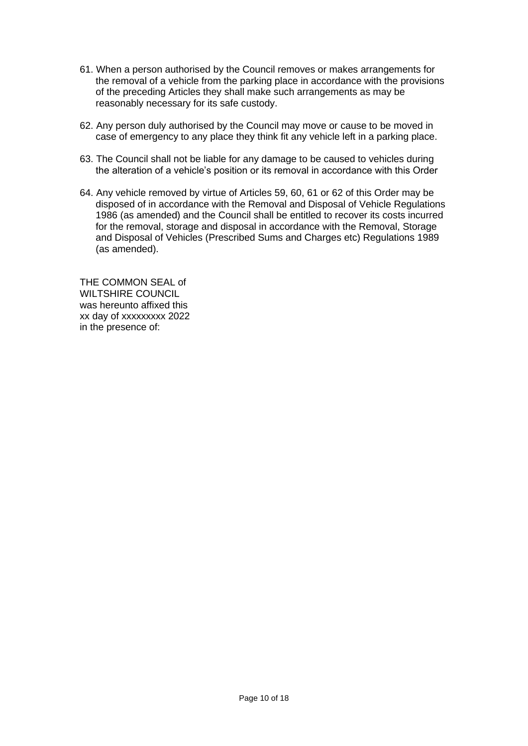61. When a person authorised by the Council removes or makes arrangements for the removal of a vehicle from the parking place in accordance with the provisions of the preceding Articles they shall make such arrangements as may be reasonably necessary for its safe custody.

62. Any person duly authorised by the Council may move or cause to be moved in case of emergency to any place they think fit any vehicle left in a parking place.

63. The Council shall not be liable for any damage to be caused to vehicles during the alteration of a vehicle's position or its removal in accordance with this Order

64. Any vehicle removed by virtue of Articles 59, 60, 61 or 62 of this Order may be disposed of in accordance with the Removal and Disposal of Vehicle Regulations 1986 (as amended) and the Council shall be entitled to recover its costs incurred for the removal, storage and disposal in accordance with the Removal, Storage and Disposal of Vehicles (Prescribed Sums and Charges etc) Regulations 1989 (as amended).

THE COMMON SEAL of
WILTSHIRE COUNCIL
was hereunto affixed this
xx day of xxxxxxxxx 2022
in the presence of: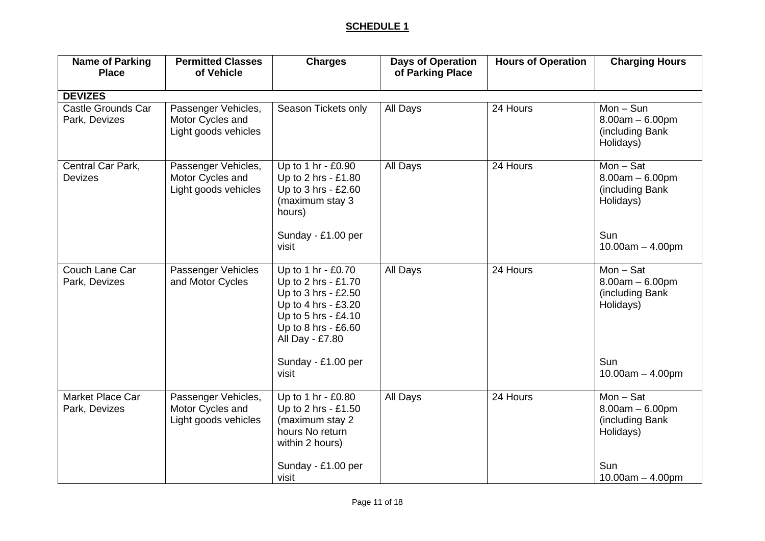## SCHEDULE 1

| Name of Parking Place | Permitted Classes of Vehicle | Charges | Days of Operation of Parking Place | Hours of Operation | Charging Hours |
|---|---|---|---|---|---|
| **DEVIZES** | | | | | |
| Castle Grounds Car Park, Devizes | Passenger Vehicles, Motor Cycles and Light goods vehicles | Season Tickets only | All Days | 24 Hours | Mon – Sun 8.00am – 6.00pm (including Bank Holidays) |
| Central Car Park, Devizes | Passenger Vehicles, Motor Cycles and Light goods vehicles | Up to 1 hr - £0.90<br>Up to 2 hrs - £1.80<br>Up to 3 hrs - £2.60<br>(maximum stay 3 hours)<br><br>Sunday - £1.00 per visit | All Days | 24 Hours | Mon – Sat 8.00am – 6.00pm (including Bank Holidays)<br><br>Sun 10.00am – 4.00pm |
| Couch Lane Car Park, Devizes | Passenger Vehicles and Motor Cycles | Up to 1 hr - £0.70<br>Up to 2 hrs - £1.70<br>Up to 3 hrs - £2.50<br>Up to 4 hrs - £3.20<br>Up to 5 hrs - £4.10<br>Up to 8 hrs - £6.60<br>All Day - £7.80<br><br>Sunday - £1.00 per visit | All Days | 24 Hours | Mon – Sat 8.00am – 6.00pm (including Bank Holidays)<br><br>Sun 10.00am – 4.00pm |
| Market Place Car Park, Devizes | Passenger Vehicles, Motor Cycles and Light goods vehicles | Up to 1 hr - £0.80<br>Up to 2 hrs - £1.50<br>(maximum stay 2 hours No return within 2 hours)<br><br>Sunday - £1.00 per visit | All Days | 24 Hours | Mon – Sat 8.00am – 6.00pm (including Bank Holidays)<br><br>Sun 10.00am – 4.00pm |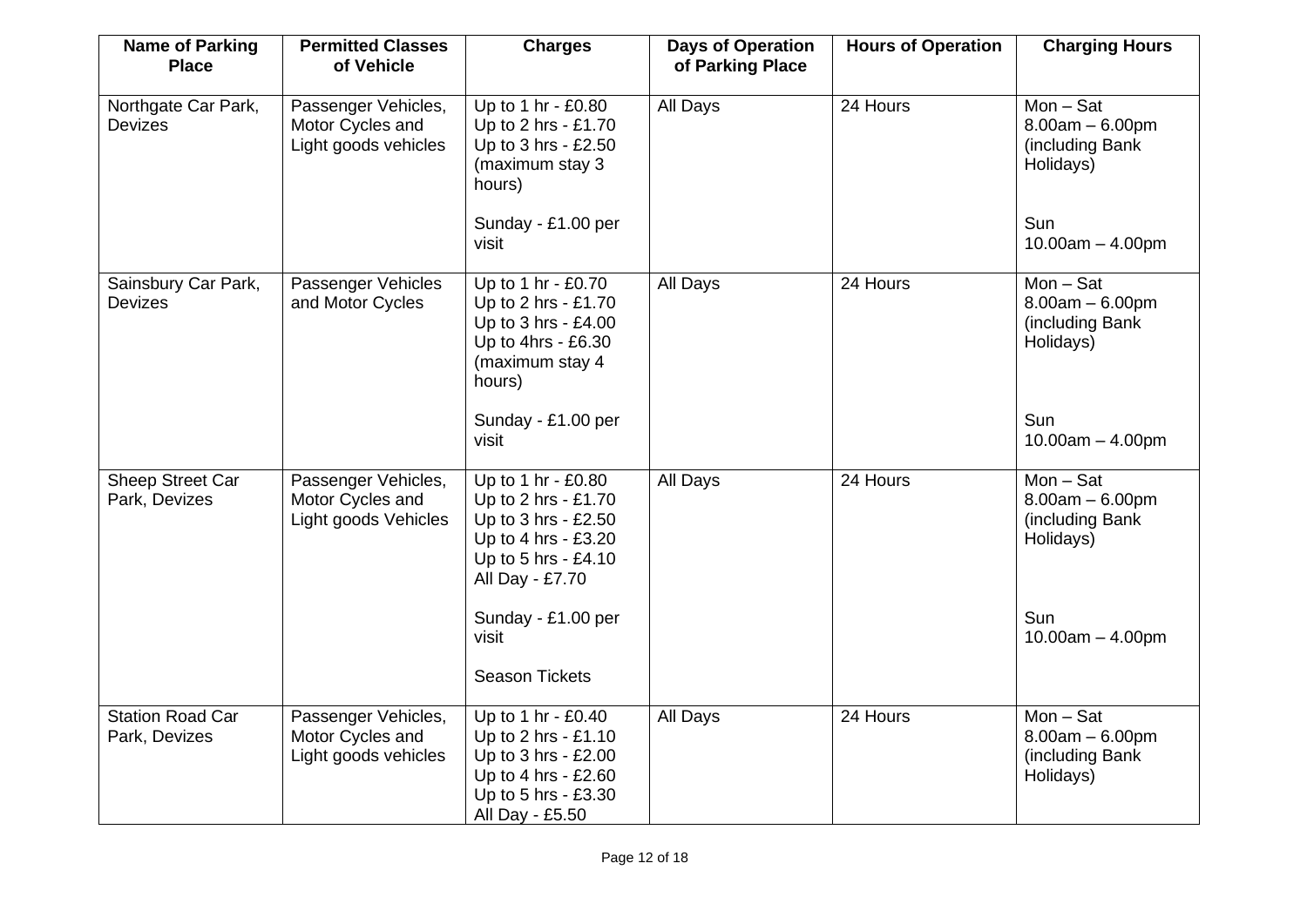| Name of Parking Place | Permitted Classes of Vehicle | Charges | Days of Operation of Parking Place | Hours of Operation | Charging Hours |
|---|---|---|---|---|---|
| Northgate Car Park, Devizes | Passenger Vehicles, Motor Cycles and Light goods vehicles | Up to 1 hr - £0.80<br>Up to 2 hrs - £1.70<br>Up to 3 hrs - £2.50<br>(maximum stay 3 hours)<br><br>Sunday - £1.00 per visit | All Days | 24 Hours | Mon – Sat<br>8.00am – 6.00pm (including Bank Holidays)<br><br>Sun<br>10.00am – 4.00pm |
| Sainsbury Car Park, Devizes | Passenger Vehicles and Motor Cycles | Up to 1 hr - £0.70<br>Up to 2 hrs - £1.70<br>Up to 3 hrs - £4.00<br>Up to 4hrs - £6.30<br>(maximum stay 4 hours)<br><br>Sunday - £1.00 per visit | All Days | 24 Hours | Mon – Sat<br>8.00am – 6.00pm (including Bank Holidays)<br><br>Sun<br>10.00am – 4.00pm |
| Sheep Street Car Park, Devizes | Passenger Vehicles, Motor Cycles and Light goods Vehicles | Up to 1 hr - £0.80<br>Up to 2 hrs - £1.70<br>Up to 3 hrs - £2.50<br>Up to 4 hrs - £3.20<br>Up to 5 hrs - £4.10<br>All Day - £7.70<br><br>Sunday - £1.00 per visit<br><br>Season Tickets | All Days | 24 Hours | Mon – Sat<br>8.00am – 6.00pm (including Bank Holidays)<br><br>Sun<br>10.00am – 4.00pm |
| Station Road Car Park, Devizes | Passenger Vehicles, Motor Cycles and Light goods vehicles | Up to 1 hr - £0.40<br>Up to 2 hrs - £1.10<br>Up to 3 hrs - £2.00<br>Up to 4 hrs - £2.60<br>Up to 5 hrs - £3.30<br>All Day - £5.50 | All Days | 24 Hours | Mon – Sat<br>8.00am – 6.00pm (including Bank Holidays) |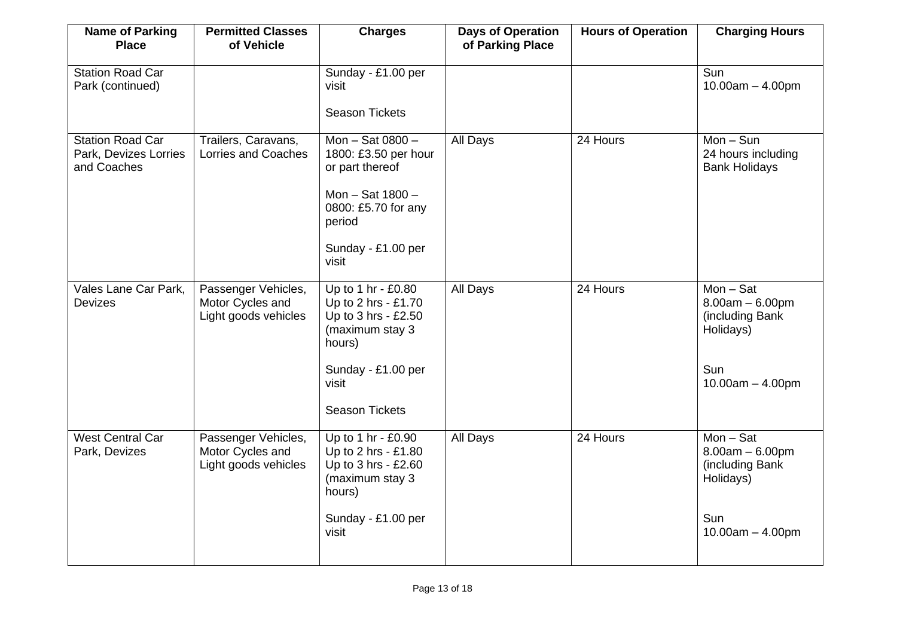| Name of Parking Place | Permitted Classes of Vehicle | Charges | Days of Operation of Parking Place | Hours of Operation | Charging Hours |
|---|---|---|---|---|---|
| Station Road Car Park (continued) | | Sunday - £1.00 per visit<br><br>Season Tickets | | | Sun<br>10.00am – 4.00pm |
| Station Road Car Park, Devizes Lorries and Coaches | Trailers, Caravans, Lorries and Coaches | Mon – Sat 0800 – 1800: £3.50 per hour or part thereof<br><br>Mon – Sat 1800 – 0800: £5.70 for any period<br><br>Sunday - £1.00 per visit | All Days | 24 Hours | Mon – Sun<br>24 hours including Bank Holidays |
| Vales Lane Car Park, Devizes | Passenger Vehicles, Motor Cycles and Light goods vehicles | Up to 1 hr - £0.80<br>Up to 2 hrs - £1.70<br>Up to 3 hrs - £2.50<br>(maximum stay 3 hours)<br><br>Sunday - £1.00 per visit<br><br>Season Tickets | All Days | 24 Hours | Mon – Sat<br>8.00am – 6.00pm (including Bank Holidays)<br><br>Sun<br>10.00am – 4.00pm |
| West Central Car Park, Devizes | Passenger Vehicles, Motor Cycles and Light goods vehicles | Up to 1 hr - £0.90<br>Up to 2 hrs - £1.80<br>Up to 3 hrs - £2.60<br>(maximum stay 3 hours)<br><br>Sunday - £1.00 per visit | All Days | 24 Hours | Mon – Sat<br>8.00am – 6.00pm (including Bank Holidays)<br><br>Sun<br>10.00am – 4.00pm |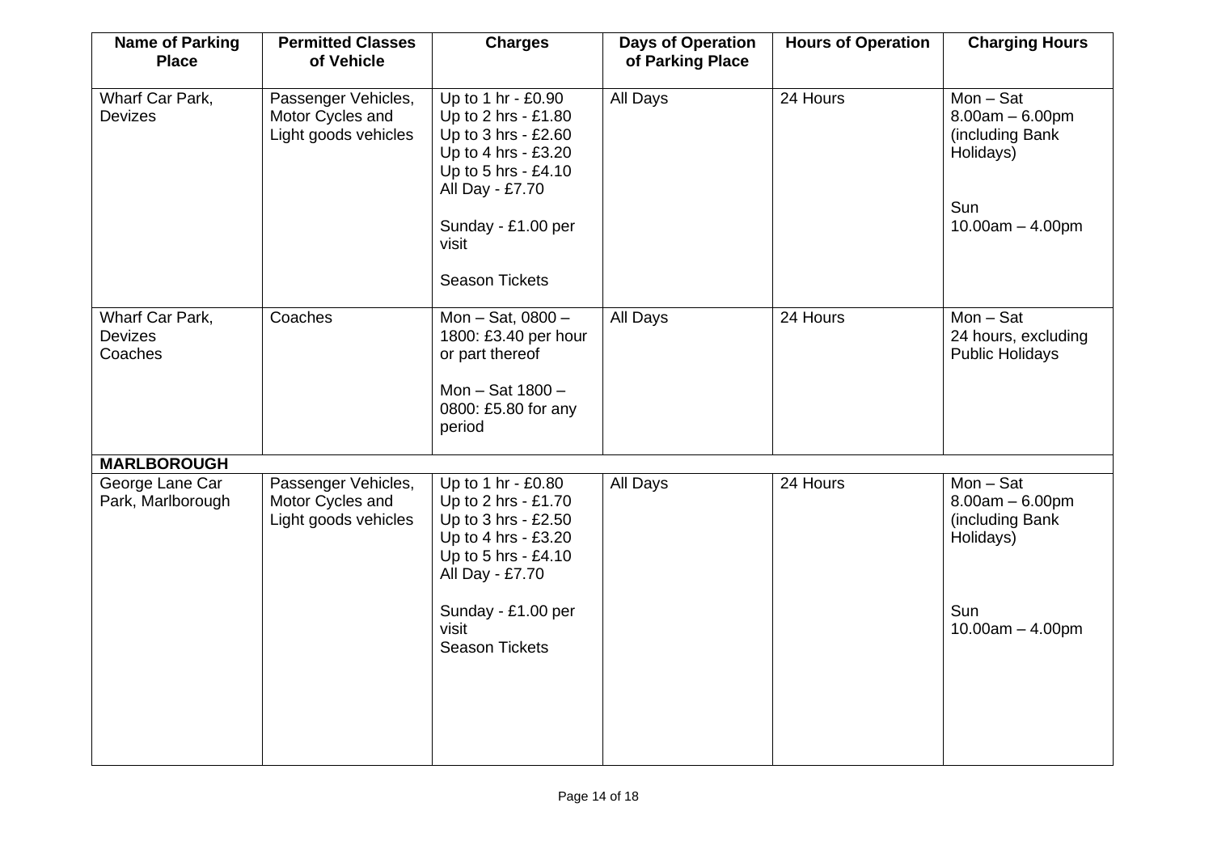| Name of Parking Place | Permitted Classes of Vehicle | Charges | Days of Operation of Parking Place | Hours of Operation | Charging Hours |
|---|---|---|---|---|---|
| Wharf Car Park, Devizes | Passenger Vehicles, Motor Cycles and Light goods vehicles | Up to 1 hr - £0.90<br>Up to 2 hrs - £1.80<br>Up to 3 hrs - £2.60<br>Up to 4 hrs - £3.20<br>Up to 5 hrs - £4.10<br>All Day - £7.70<br><br>Sunday - £1.00 per visit<br><br>Season Tickets | All Days | 24 Hours | Mon – Sat<br>8.00am – 6.00pm (including Bank Holidays)<br><br>Sun<br>10.00am – 4.00pm |
| Wharf Car Park, Devizes Coaches | Coaches | Mon – Sat, 0800 – 1800: £3.40 per hour or part thereof<br><br>Mon – Sat 1800 – 0800: £5.80 for any period | All Days | 24 Hours | Mon – Sat<br>24 hours, excluding Public Holidays |
| **MARLBOROUGH** | | | | | |
| George Lane Car Park, Marlborough | Passenger Vehicles, Motor Cycles and Light goods vehicles | Up to 1 hr - £0.80<br>Up to 2 hrs - £1.70<br>Up to 3 hrs - £2.50<br>Up to 4 hrs - £3.20<br>Up to 5 hrs - £4.10<br>All Day - £7.70<br><br>Sunday - £1.00 per visit<br>Season Tickets | All Days | 24 Hours | Mon – Sat<br>8.00am – 6.00pm (including Bank Holidays)<br><br>Sun<br>10.00am – 4.00pm |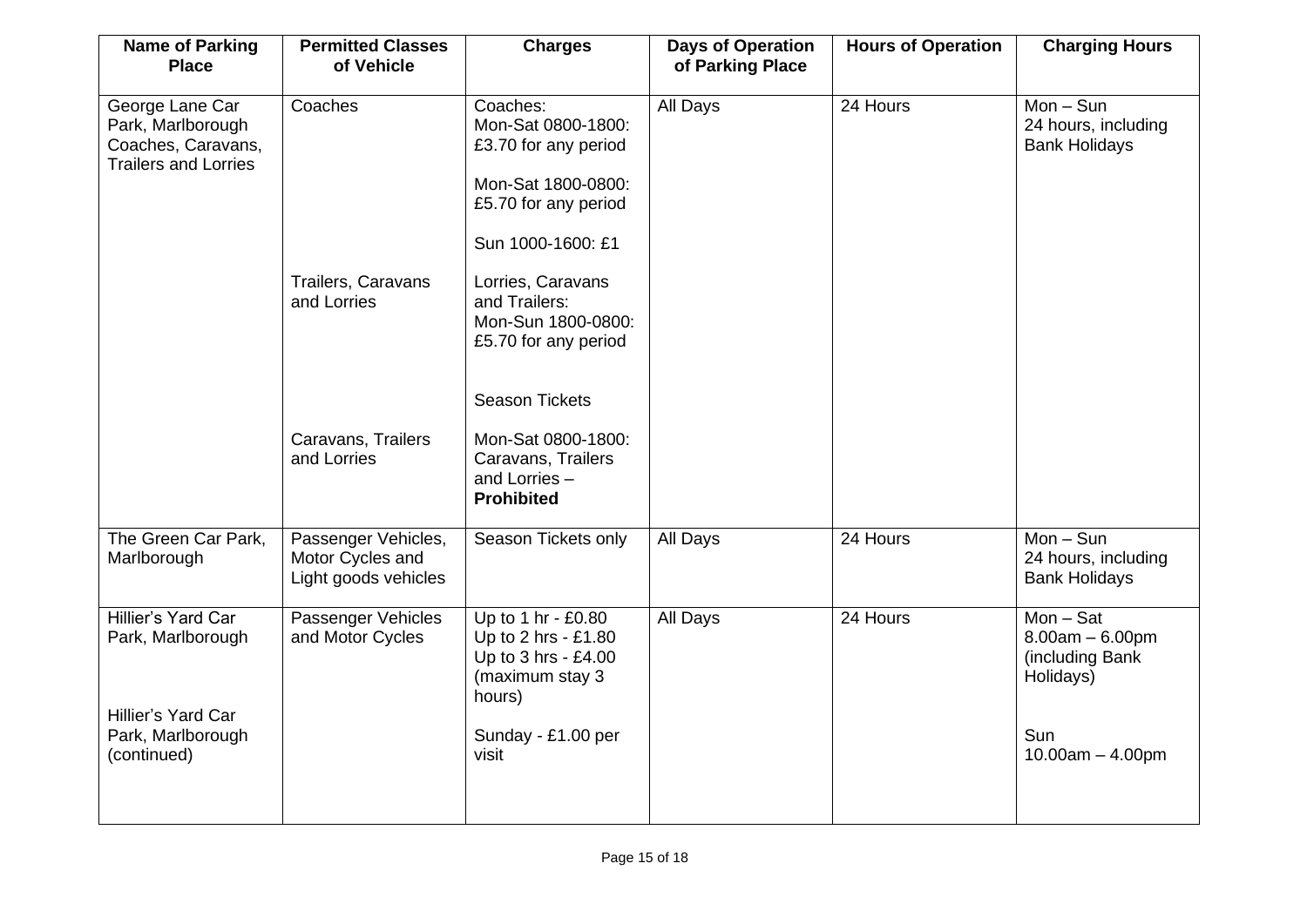| Name of Parking Place | Permitted Classes of Vehicle | Charges | Days of Operation of Parking Place | Hours of Operation | Charging Hours |
|---|---|---|---|---|---|
| George Lane Car Park, Marlborough Coaches, Caravans, Trailers and Lorries | Coaches | Coaches:<br>Mon-Sat 0800-1800: £3.70 for any period<br><br>Mon-Sat 1800-0800: £5.70 for any period<br><br>Sun 1000-1600: £1 | All Days | 24 Hours | Mon – Sun<br>24 hours, including Bank Holidays |
| | Trailers, Caravans and Lorries | Lorries, Caravans and Trailers:<br>Mon-Sun 1800-0800: £5.70 for any period<br><br>Season Tickets | | | |
| | Caravans, Trailers and Lorries | Mon-Sat 0800-1800: Caravans, Trailers and Lorries – **Prohibited** | | | |
| The Green Car Park, Marlborough | Passenger Vehicles, Motor Cycles and Light goods vehicles | Season Tickets only | All Days | 24 Hours | Mon – Sun<br>24 hours, including Bank Holidays |
| Hillier's Yard Car Park, Marlborough | Passenger Vehicles and Motor Cycles | Up to 1 hr - £0.80<br>Up to 2 hrs - £1.80<br>Up to 3 hrs - £4.00<br>(maximum stay 3 hours) | All Days | 24 Hours | Mon – Sat<br>8.00am – 6.00pm (including Bank Holidays) |
| Hillier's Yard Car Park, Marlborough (continued) | | Sunday - £1.00 per visit | | | Sun<br>10.00am – 4.00pm |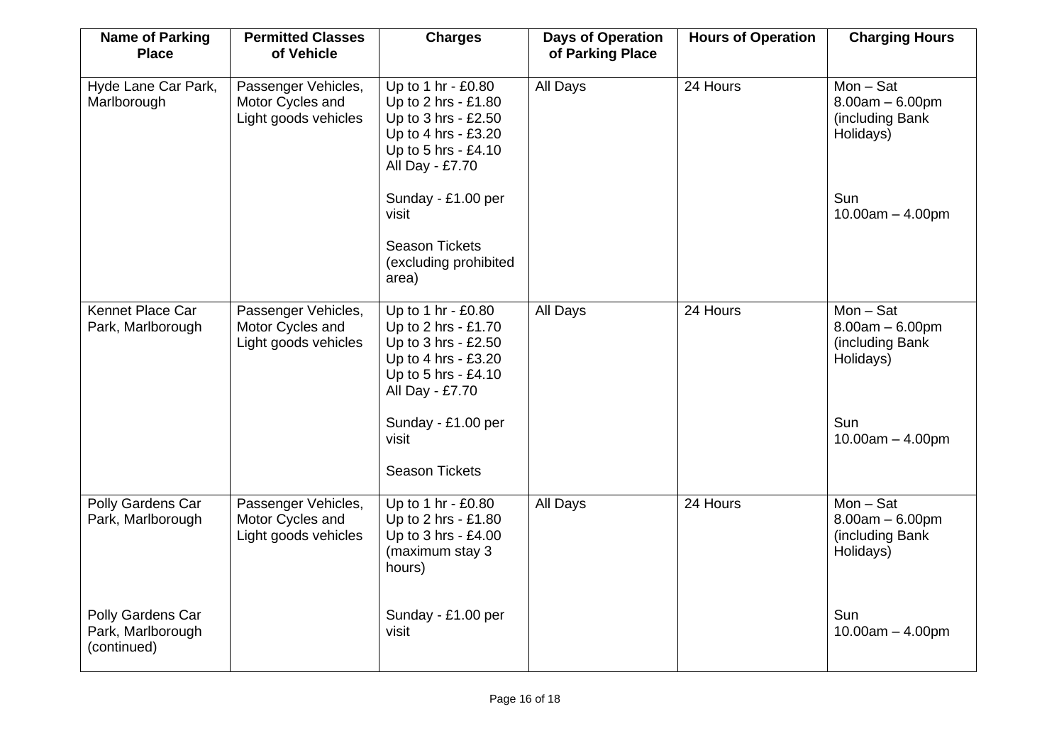| Name of Parking Place | Permitted Classes of Vehicle | Charges | Days of Operation of Parking Place | Hours of Operation | Charging Hours |
|---|---|---|---|---|---|
| Hyde Lane Car Park, Marlborough | Passenger Vehicles, Motor Cycles and Light goods vehicles | Up to 1 hr - £0.80<br>Up to 2 hrs - £1.80<br>Up to 3 hrs - £2.50<br>Up to 4 hrs - £3.20<br>Up to 5 hrs - £4.10<br>All Day - £7.70<br><br>Sunday - £1.00 per visit<br><br>Season Tickets (excluding prohibited area) | All Days | 24 Hours | Mon – Sat<br>8.00am – 6.00pm (including Bank Holidays)<br><br>Sun<br>10.00am – 4.00pm |
| Kennet Place Car Park, Marlborough | Passenger Vehicles, Motor Cycles and Light goods vehicles | Up to 1 hr - £0.80<br>Up to 2 hrs - £1.70<br>Up to 3 hrs - £2.50<br>Up to 4 hrs - £3.20<br>Up to 5 hrs - £4.10<br>All Day - £7.70<br><br>Sunday - £1.00 per visit<br><br>Season Tickets | All Days | 24 Hours | Mon – Sat<br>8.00am – 6.00pm (including Bank Holidays)<br><br>Sun<br>10.00am – 4.00pm |
| Polly Gardens Car Park, Marlborough | Passenger Vehicles, Motor Cycles and Light goods vehicles | Up to 1 hr - £0.80<br>Up to 2 hrs - £1.80<br>Up to 3 hrs - £4.00 (maximum stay 3 hours) | All Days | 24 Hours | Mon – Sat<br>8.00am – 6.00pm (including Bank Holidays) |
| Polly Gardens Car Park, Marlborough (continued) | | Sunday - £1.00 per visit | | | Sun<br>10.00am – 4.00pm |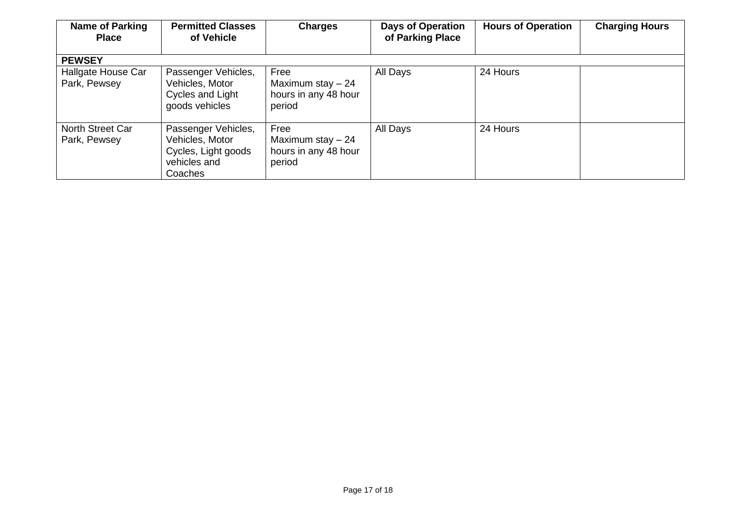| Name of Parking Place | Permitted Classes of Vehicle | Charges | Days of Operation of Parking Place | Hours of Operation | Charging Hours |
|---|---|---|---|---|---|
| **PEWSEY** | | | | | |
| Hallgate House Car Park, Pewsey | Passenger Vehicles, Vehicles, Motor Cycles and Light goods vehicles | Free Maximum stay – 24 hours in any 48 hour period | All Days | 24 Hours | |
| North Street Car Park, Pewsey | Passenger Vehicles, Vehicles, Motor Cycles, Light goods vehicles and Coaches | Free Maximum stay – 24 hours in any 48 hour period | All Days | 24 Hours | |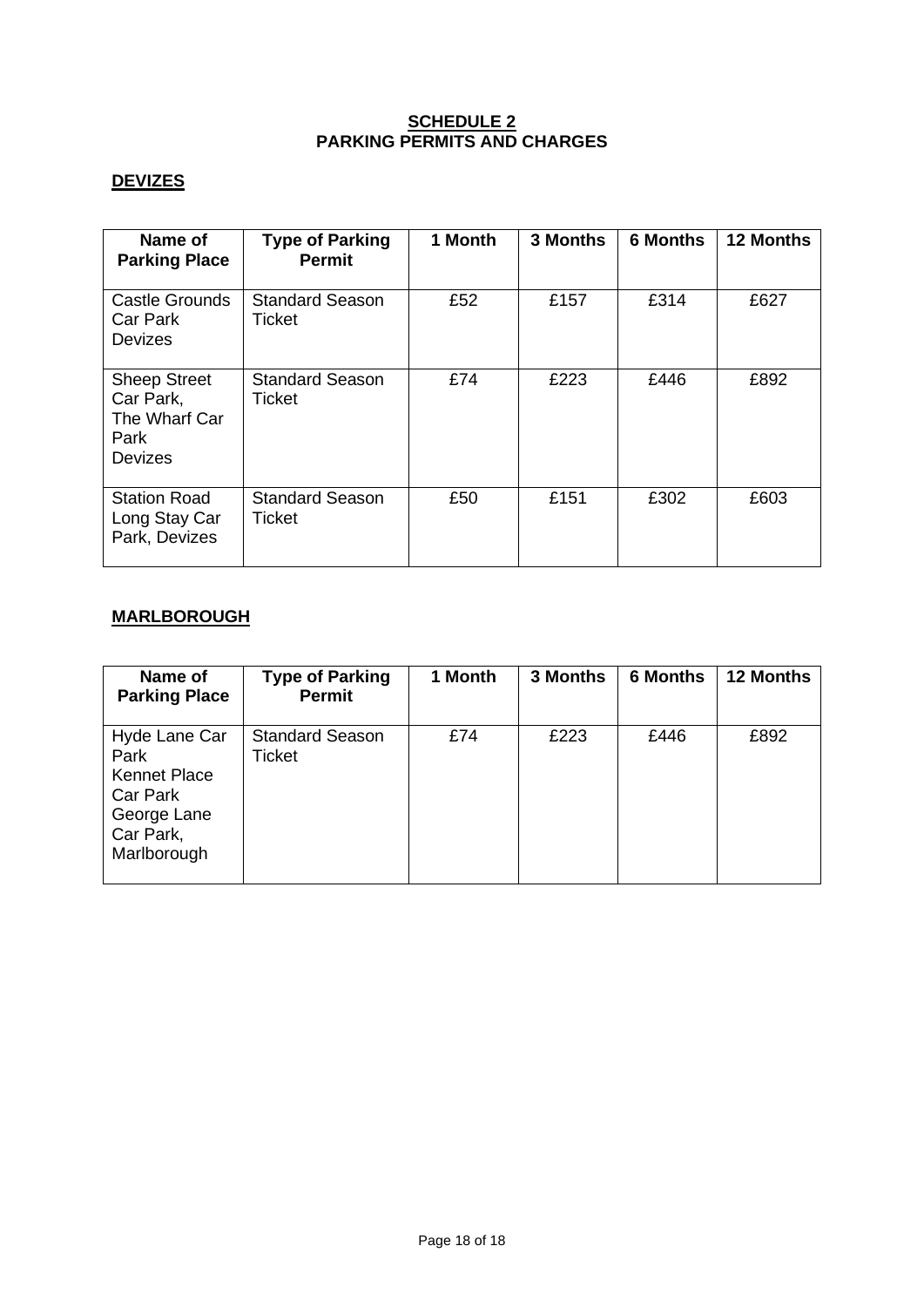**SCHEDULE 2**
**PARKING PERMITS AND CHARGES**

**DEVIZES**

| Name of Parking Place | Type of Parking Permit | 1 Month | 3 Months | 6 Months | 12 Months |
|---|---|---|---|---|---|
| Castle Grounds Car Park Devizes | Standard Season Ticket | £52 | £157 | £314 | £627 |
| Sheep Street Car Park, The Wharf Car Park Devizes | Standard Season Ticket | £74 | £223 | £446 | £892 |
| Station Road Long Stay Car Park, Devizes | Standard Season Ticket | £50 | £151 | £302 | £603 |

**MARLBOROUGH**

| Name of Parking Place | Type of Parking Permit | 1 Month | 3 Months | 6 Months | 12 Months |
|---|---|---|---|---|---|
| Hyde Lane Car Park Kennet Place Car Park George Lane Car Park, Marlborough | Standard Season Ticket | £74 | £223 | £446 | £892 |